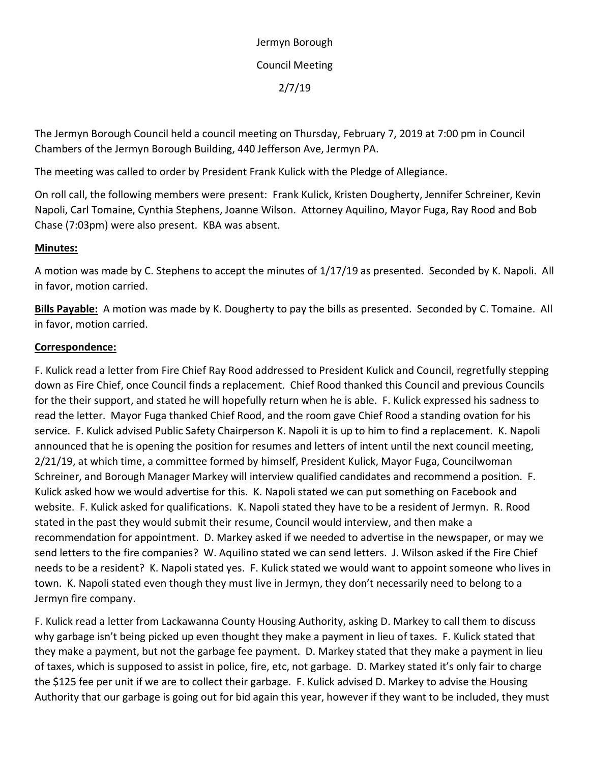Jermyn Borough

Council Meeting

2/7/19

The Jermyn Borough Council held a council meeting on Thursday, February 7, 2019 at 7:00 pm in Council Chambers of the Jermyn Borough Building, 440 Jefferson Ave, Jermyn PA.

The meeting was called to order by President Frank Kulick with the Pledge of Allegiance.

On roll call, the following members were present: Frank Kulick, Kristen Dougherty, Jennifer Schreiner, Kevin Napoli, Carl Tomaine, Cynthia Stephens, Joanne Wilson. Attorney Aquilino, Mayor Fuga, Ray Rood and Bob Chase (7:03pm) were also present. KBA was absent.

**Minutes:**

A motion was made by C. Stephens to accept the minutes of 1/17/19 as presented. Seconded by K. Napoli. All in favor, motion carried.

**Bills Payable:** A motion was made by K. Dougherty to pay the bills as presented. Seconded by C. Tomaine. All in favor, motion carried.

**Correspondence:**

F. Kulick read a letter from Fire Chief Ray Rood addressed to President Kulick and Council, regretfully stepping down as Fire Chief, once Council finds a replacement. Chief Rood thanked this Council and previous Councils for the their support, and stated he will hopefully return when he is able. F. Kulick expressed his sadness to read the letter. Mayor Fuga thanked Chief Rood, and the room gave Chief Rood a standing ovation for his service. F. Kulick advised Public Safety Chairperson K. Napoli it is up to him to find a replacement. K. Napoli announced that he is opening the position for resumes and letters of intent until the next council meeting, 2/21/19, at which time, a committee formed by himself, President Kulick, Mayor Fuga, Councilwoman Schreiner, and Borough Manager Markey will interview qualified candidates and recommend a position. F. Kulick asked how we would advertise for this. K. Napoli stated we can put something on Facebook and website. F. Kulick asked for qualifications. K. Napoli stated they have to be a resident of Jermyn. R. Rood stated in the past they would submit their resume, Council would interview, and then make a recommendation for appointment. D. Markey asked if we needed to advertise in the newspaper, or may we send letters to the fire companies? W. Aquilino stated we can send letters. J. Wilson asked if the Fire Chief needs to be a resident? K. Napoli stated yes. F. Kulick stated we would want to appoint someone who lives in town. K. Napoli stated even though they must live in Jermyn, they don't necessarily need to belong to a Jermyn fire company.

F. Kulick read a letter from Lackawanna County Housing Authority, asking D. Markey to call them to discuss why garbage isn't being picked up even thought they make a payment in lieu of taxes. F. Kulick stated that they make a payment, but not the garbage fee payment. D. Markey stated that they make a payment in lieu of taxes, which is supposed to assist in police, fire, etc, not garbage. D. Markey stated it's only fair to charge the $125 fee per unit if we are to collect their garbage. F. Kulick advised D. Markey to advise the Housing Authority that our garbage is going out for bid again this year, however if they want to be included, they must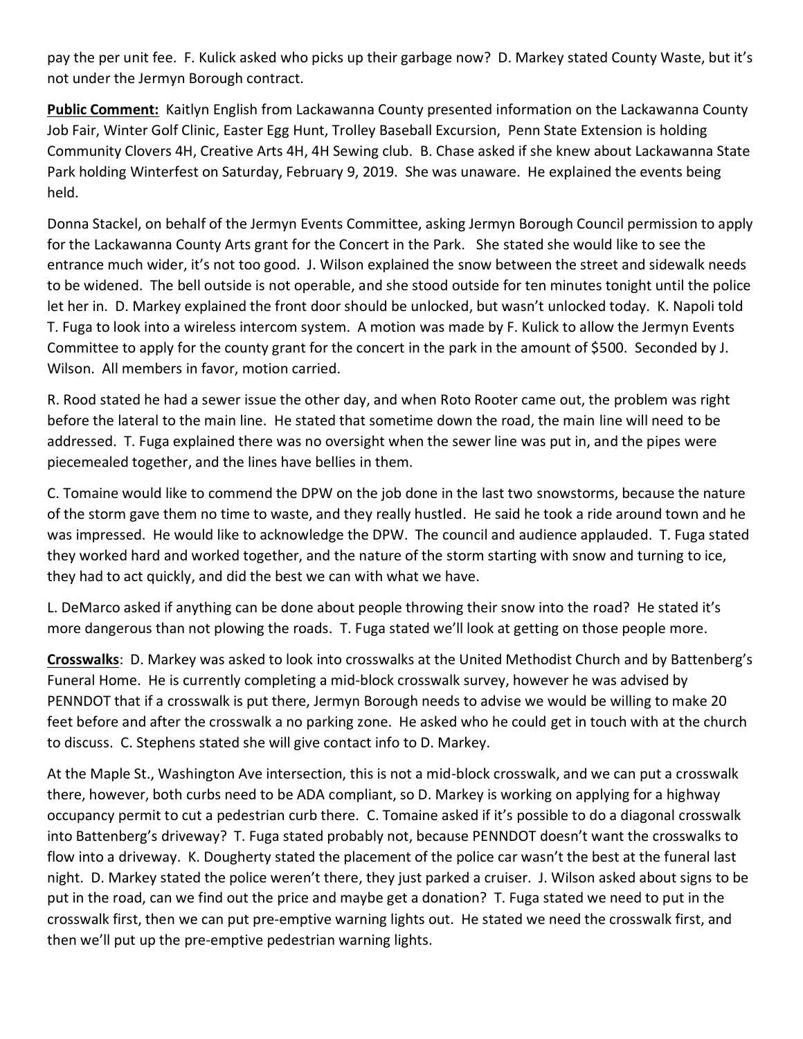pay the per unit fee. F. Kulick asked who picks up their garbage now? D. Markey stated County Waste, but it's not under the Jermyn Borough contract.

**Public Comment:** Kaitlyn English from Lackawanna County presented information on the Lackawanna County Job Fair, Winter Golf Clinic, Easter Egg Hunt, Trolley Baseball Excursion, Penn State Extension is holding Community Clovers 4H, Creative Arts 4H, 4H Sewing club. B. Chase asked if she knew about Lackawanna State Park holding Winterfest on Saturday, February 9, 2019. She was unaware. He explained the events being held.

Donna Stackel, on behalf of the Jermyn Events Committee, asking Jermyn Borough Council permission to apply for the Lackawanna County Arts grant for the Concert in the Park. She stated she would like to see the entrance much wider, it's not too good. J. Wilson explained the snow between the street and sidewalk needs to be widened. The bell outside is not operable, and she stood outside for ten minutes tonight until the police let her in. D. Markey explained the front door should be unlocked, but wasn't unlocked today. K. Napoli told T. Fuga to look into a wireless intercom system. A motion was made by F. Kulick to allow the Jermyn Events Committee to apply for the county grant for the concert in the park in the amount of $500. Seconded by J. Wilson. All members in favor, motion carried.

R. Rood stated he had a sewer issue the other day, and when Roto Rooter came out, the problem was right before the lateral to the main line. He stated that sometime down the road, the main line will need to be addressed. T. Fuga explained there was no oversight when the sewer line was put in, and the pipes were piecemealed together, and the lines have bellies in them.

C. Tomaine would like to commend the DPW on the job done in the last two snowstorms, because the nature of the storm gave them no time to waste, and they really hustled. He said he took a ride around town and he was impressed. He would like to acknowledge the DPW. The council and audience applauded. T. Fuga stated they worked hard and worked together, and the nature of the storm starting with snow and turning to ice, they had to act quickly, and did the best we can with what we have.

L. DeMarco asked if anything can be done about people throwing their snow into the road? He stated it's more dangerous than not plowing the roads. T. Fuga stated we'll look at getting on those people more.

**Crosswalks**: D. Markey was asked to look into crosswalks at the United Methodist Church and by Battenberg's Funeral Home. He is currently completing a mid-block crosswalk survey, however he was advised by PENNDOT that if a crosswalk is put there, Jermyn Borough needs to advise we would be willing to make 20 feet before and after the crosswalk a no parking zone. He asked who he could get in touch with at the church to discuss. C. Stephens stated she will give contact info to D. Markey.

At the Maple St., Washington Ave intersection, this is not a mid-block crosswalk, and we can put a crosswalk there, however, both curbs need to be ADA compliant, so D. Markey is working on applying for a highway occupancy permit to cut a pedestrian curb there. C. Tomaine asked if it's possible to do a diagonal crosswalk into Battenberg's driveway? T. Fuga stated probably not, because PENNDOT doesn't want the crosswalks to flow into a driveway. K. Dougherty stated the placement of the police car wasn't the best at the funeral last night. D. Markey stated the police weren't there, they just parked a cruiser. J. Wilson asked about signs to be put in the road, can we find out the price and maybe get a donation? T. Fuga stated we need to put in the crosswalk first, then we can put pre-emptive warning lights out. He stated we need the crosswalk first, and then we'll put up the pre-emptive pedestrian warning lights.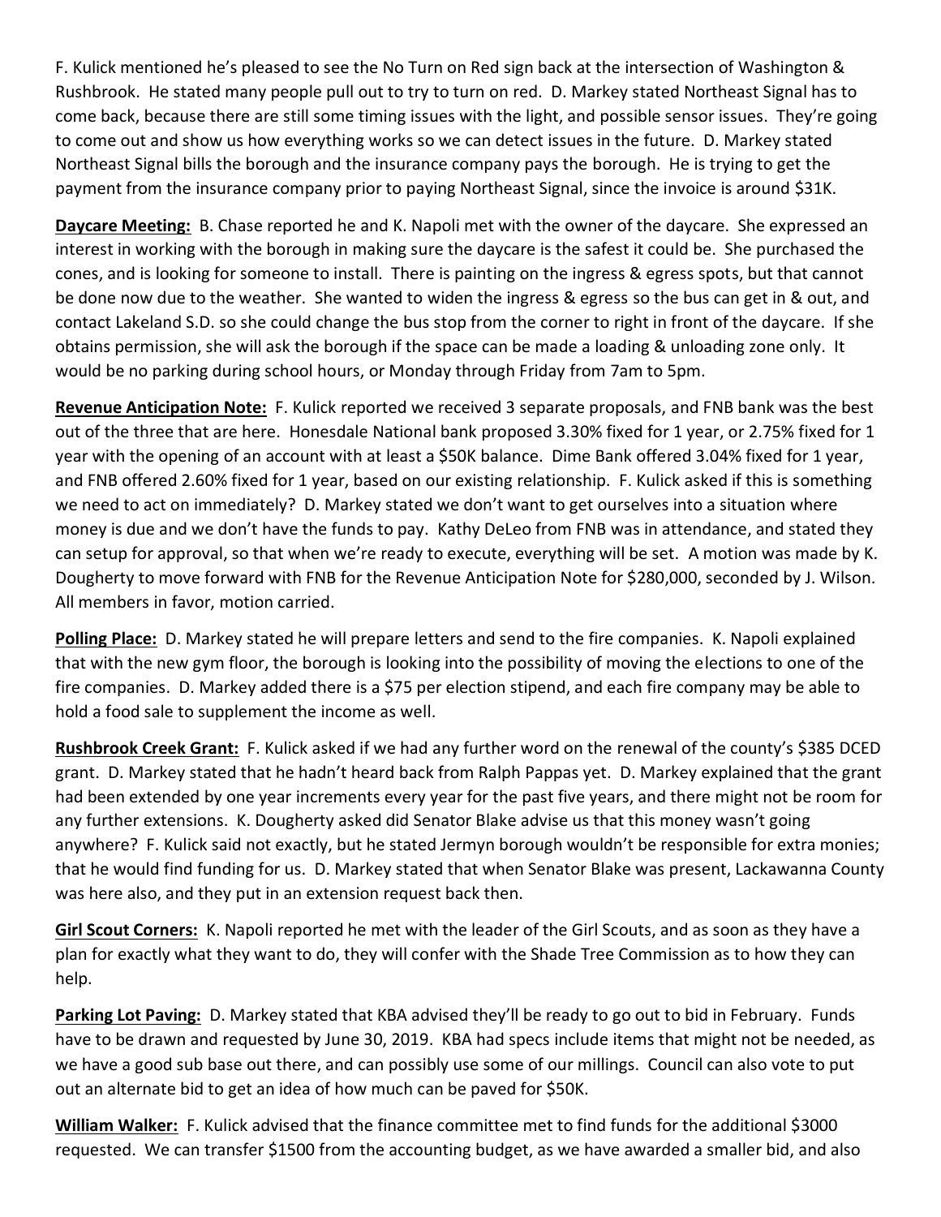F. Kulick mentioned he's pleased to see the No Turn on Red sign back at the intersection of Washington & Rushbrook. He stated many people pull out to try to turn on red. D. Markey stated Northeast Signal has to come back, because there are still some timing issues with the light, and possible sensor issues. They're going to come out and show us how everything works so we can detect issues in the future. D. Markey stated Northeast Signal bills the borough and the insurance company pays the borough. He is trying to get the payment from the insurance company prior to paying Northeast Signal, since the invoice is around $31K.

**Daycare Meeting:** B. Chase reported he and K. Napoli met with the owner of the daycare. She expressed an interest in working with the borough in making sure the daycare is the safest it could be. She purchased the cones, and is looking for someone to install. There is painting on the ingress & egress spots, but that cannot be done now due to the weather. She wanted to widen the ingress & egress so the bus can get in & out, and contact Lakeland S.D. so she could change the bus stop from the corner to right in front of the daycare. If she obtains permission, she will ask the borough if the space can be made a loading & unloading zone only. It would be no parking during school hours, or Monday through Friday from 7am to 5pm.

**Revenue Anticipation Note:** F. Kulick reported we received 3 separate proposals, and FNB bank was the best out of the three that are here. Honesdale National bank proposed 3.30% fixed for 1 year, or 2.75% fixed for 1 year with the opening of an account with at least a $50K balance. Dime Bank offered 3.04% fixed for 1 year, and FNB offered 2.60% fixed for 1 year, based on our existing relationship. F. Kulick asked if this is something we need to act on immediately? D. Markey stated we don't want to get ourselves into a situation where money is due and we don't have the funds to pay. Kathy DeLeo from FNB was in attendance, and stated they can setup for approval, so that when we're ready to execute, everything will be set. A motion was made by K. Dougherty to move forward with FNB for the Revenue Anticipation Note for $280,000, seconded by J. Wilson. All members in favor, motion carried.

**Polling Place:** D. Markey stated he will prepare letters and send to the fire companies. K. Napoli explained that with the new gym floor, the borough is looking into the possibility of moving the elections to one of the fire companies. D. Markey added there is a $75 per election stipend, and each fire company may be able to hold a food sale to supplement the income as well.

**Rushbrook Creek Grant:** F. Kulick asked if we had any further word on the renewal of the county's $385 DCED grant. D. Markey stated that he hadn't heard back from Ralph Pappas yet. D. Markey explained that the grant had been extended by one year increments every year for the past five years, and there might not be room for any further extensions. K. Dougherty asked did Senator Blake advise us that this money wasn't going anywhere? F. Kulick said not exactly, but he stated Jermyn borough wouldn't be responsible for extra monies; that he would find funding for us. D. Markey stated that when Senator Blake was present, Lackawanna County was here also, and they put in an extension request back then.

**Girl Scout Corners:** K. Napoli reported he met with the leader of the Girl Scouts, and as soon as they have a plan for exactly what they want to do, they will confer with the Shade Tree Commission as to how they can help.

**Parking Lot Paving:** D. Markey stated that KBA advised they'll be ready to go out to bid in February. Funds have to be drawn and requested by June 30, 2019. KBA had specs include items that might not be needed, as we have a good sub base out there, and can possibly use some of our millings. Council can also vote to put out an alternate bid to get an idea of how much can be paved for $50K.

**William Walker:** F. Kulick advised that the finance committee met to find funds for the additional $3000 requested. We can transfer $1500 from the accounting budget, as we have awarded a smaller bid, and also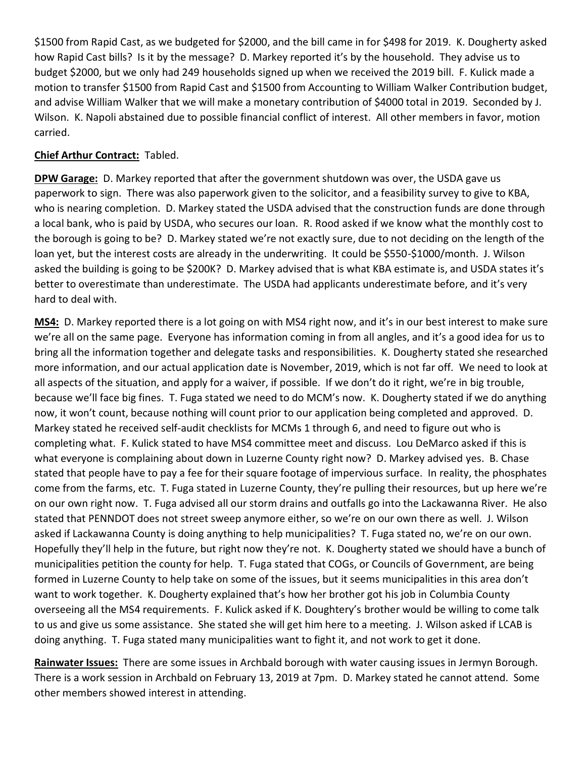$1500 from Rapid Cast, as we budgeted for $2000, and the bill came in for $498 for 2019. K. Dougherty asked how Rapid Cast bills? Is it by the message? D. Markey reported it's by the household. They advise us to budget $2000, but we only had 249 households signed up when we received the 2019 bill. F. Kulick made a motion to transfer $1500 from Rapid Cast and $1500 from Accounting to William Walker Contribution budget, and advise William Walker that we will make a monetary contribution of $4000 total in 2019. Seconded by J. Wilson. K. Napoli abstained due to possible financial conflict of interest. All other members in favor, motion carried.

**Chief Arthur Contract:** Tabled.

**DPW Garage:** D. Markey reported that after the government shutdown was over, the USDA gave us paperwork to sign. There was also paperwork given to the solicitor, and a feasibility survey to give to KBA, who is nearing completion. D. Markey stated the USDA advised that the construction funds are done through a local bank, who is paid by USDA, who secures our loan. R. Rood asked if we know what the monthly cost to the borough is going to be? D. Markey stated we're not exactly sure, due to not deciding on the length of the loan yet, but the interest costs are already in the underwriting. It could be $550-$1000/month. J. Wilson asked the building is going to be $200K? D. Markey advised that is what KBA estimate is, and USDA states it's better to overestimate than underestimate. The USDA had applicants underestimate before, and it's very hard to deal with.

**MS4:** D. Markey reported there is a lot going on with MS4 right now, and it's in our best interest to make sure we're all on the same page. Everyone has information coming in from all angles, and it's a good idea for us to bring all the information together and delegate tasks and responsibilities. K. Dougherty stated she researched more information, and our actual application date is November, 2019, which is not far off. We need to look at all aspects of the situation, and apply for a waiver, if possible. If we don't do it right, we're in big trouble, because we'll face big fines. T. Fuga stated we need to do MCM's now. K. Dougherty stated if we do anything now, it won't count, because nothing will count prior to our application being completed and approved. D. Markey stated he received self-audit checklists for MCMs 1 through 6, and need to figure out who is completing what. F. Kulick stated to have MS4 committee meet and discuss. Lou DeMarco asked if this is what everyone is complaining about down in Luzerne County right now? D. Markey advised yes. B. Chase stated that people have to pay a fee for their square footage of impervious surface. In reality, the phosphates come from the farms, etc. T. Fuga stated in Luzerne County, they're pulling their resources, but up here we're on our own right now. T. Fuga advised all our storm drains and outfalls go into the Lackawanna River. He also stated that PENNDOT does not street sweep anymore either, so we're on our own there as well. J. Wilson asked if Lackawanna County is doing anything to help municipalities? T. Fuga stated no, we're on our own. Hopefully they'll help in the future, but right now they're not. K. Dougherty stated we should have a bunch of municipalities petition the county for help. T. Fuga stated that COGs, or Councils of Government, are being formed in Luzerne County to help take on some of the issues, but it seems municipalities in this area don't want to work together. K. Dougherty explained that's how her brother got his job in Columbia County overseeing all the MS4 requirements. F. Kulick asked if K. Doughtery's brother would be willing to come talk to us and give us some assistance. She stated she will get him here to a meeting. J. Wilson asked if LCAB is doing anything. T. Fuga stated many municipalities want to fight it, and not work to get it done.

**Rainwater Issues:** There are some issues in Archbald borough with water causing issues in Jermyn Borough. There is a work session in Archbald on February 13, 2019 at 7pm. D. Markey stated he cannot attend. Some other members showed interest in attending.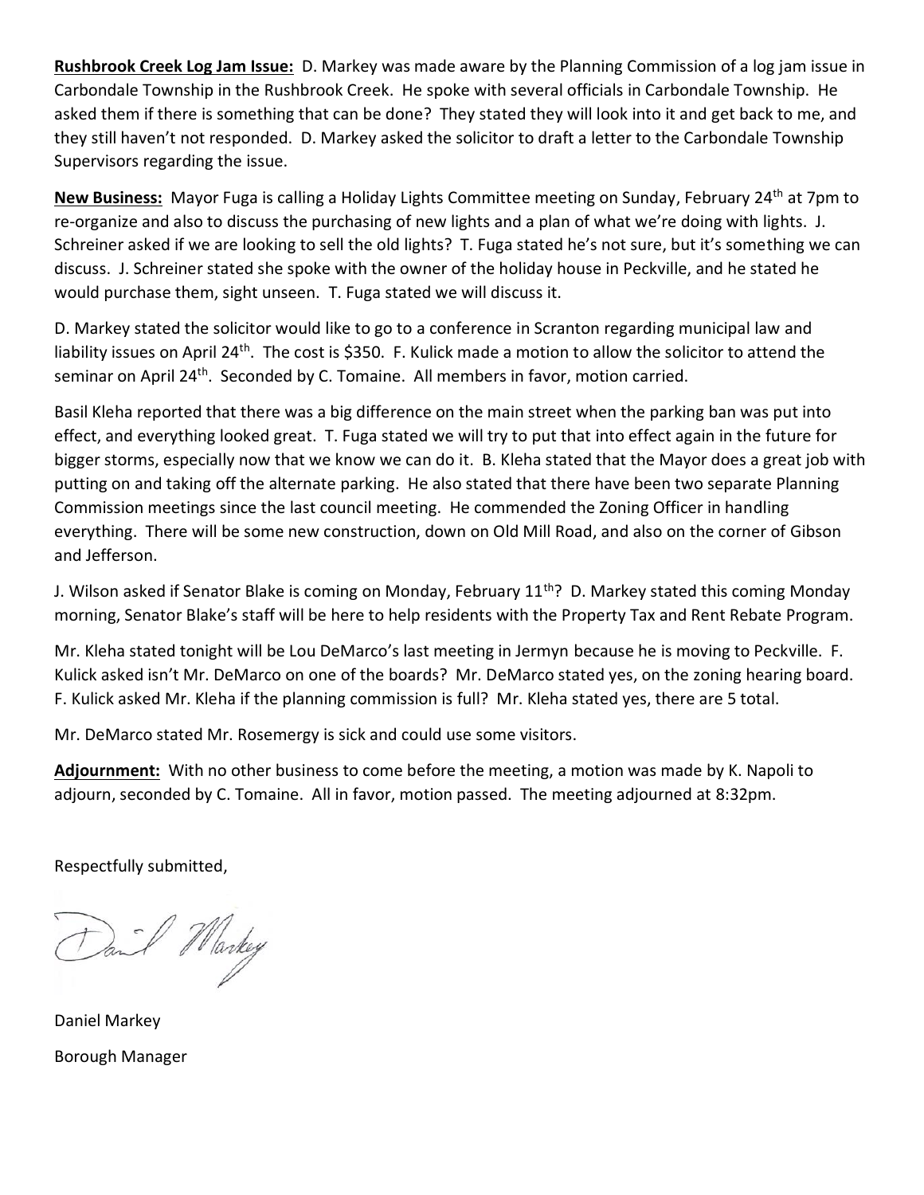**Rushbrook Creek Log Jam Issue:** D. Markey was made aware by the Planning Commission of a log jam issue in Carbondale Township in the Rushbrook Creek. He spoke with several officials in Carbondale Township. He asked them if there is something that can be done? They stated they will look into it and get back to me, and they still haven't not responded. D. Markey asked the solicitor to draft a letter to the Carbondale Township Supervisors regarding the issue.

**New Business:** Mayor Fuga is calling a Holiday Lights Committee meeting on Sunday, February 24th at 7pm to re-organize and also to discuss the purchasing of new lights and a plan of what we're doing with lights. J. Schreiner asked if we are looking to sell the old lights? T. Fuga stated he's not sure, but it's something we can discuss. J. Schreiner stated she spoke with the owner of the holiday house in Peckville, and he stated he would purchase them, sight unseen. T. Fuga stated we will discuss it.

D. Markey stated the solicitor would like to go to a conference in Scranton regarding municipal law and liability issues on April 24th. The cost is $350. F. Kulick made a motion to allow the solicitor to attend the seminar on April 24th. Seconded by C. Tomaine. All members in favor, motion carried.

Basil Kleha reported that there was a big difference on the main street when the parking ban was put into effect, and everything looked great. T. Fuga stated we will try to put that into effect again in the future for bigger storms, especially now that we know we can do it. B. Kleha stated that the Mayor does a great job with putting on and taking off the alternate parking. He also stated that there have been two separate Planning Commission meetings since the last council meeting. He commended the Zoning Officer in handling everything. There will be some new construction, down on Old Mill Road, and also on the corner of Gibson and Jefferson.

J. Wilson asked if Senator Blake is coming on Monday, February 11th? D. Markey stated this coming Monday morning, Senator Blake's staff will be here to help residents with the Property Tax and Rent Rebate Program.

Mr. Kleha stated tonight will be Lou DeMarco's last meeting in Jermyn because he is moving to Peckville. F. Kulick asked isn't Mr. DeMarco on one of the boards? Mr. DeMarco stated yes, on the zoning hearing board. F. Kulick asked Mr. Kleha if the planning commission is full? Mr. Kleha stated yes, there are 5 total.

Mr. DeMarco stated Mr. Rosemergy is sick and could use some visitors.

**Adjournment:** With no other business to come before the meeting, a motion was made by K. Napoli to adjourn, seconded by C. Tomaine. All in favor, motion passed. The meeting adjourned at 8:32pm.

Respectfully submitted,

Daniel Markey

Daniel Markey

Borough Manager